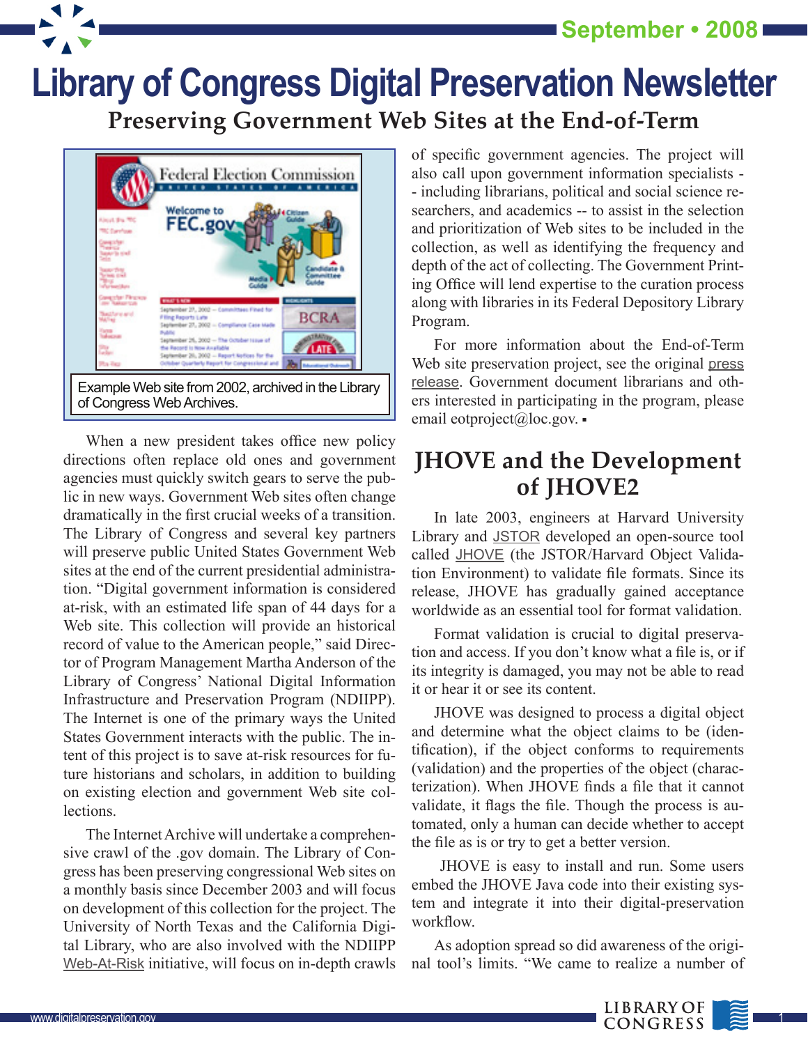# Library of Congress Digital Preservation Newsletter

September • 2008

## Preserving Government Web Sites at the End-of-Term

Example Web site from 2002, archived in the Library of Congress Web Archives.

When a new president takes office new policy directions often replace old ones and government agencies must quickly switch gears to serve the public in new ways. Government Web sites often change dramatically in the first crucial weeks of a transition. The Library of Congress and several key partners will preserve public United States Government Web sites at the end of the current presidential administration. "Digital government information is considered at-risk, with an estimated life span of 44 days for a Web site. This collection will provide an historical record of value to the American people," said Director of Program Management Martha Anderson of the Library of Congress' National Digital Information Infrastructure and Preservation Program (NDIIPP). The Internet is one of the primary ways the United States Government interacts with the public. The intent of this project is to save at-risk resources for future historians and scholars, in addition to building on existing election and government Web site collections.

The Internet Archive will undertake a comprehensive crawl of the .gov domain. The Library of Congress has been preserving congressional Web sites on a monthly basis since December 2003 and will focus on development of this collection for the project. The University of North Texas and the California Digital Library, who are also involved with the NDIIPP Web-At-Risk initiative, will focus on in-depth crawls of specific government agencies. The project will also call upon government information specialists -- including librarians, political and social science researchers, and academics -- to assist in the selection and prioritization of Web sites to be included in the collection, as well as identifying the frequency and depth of the act of collecting. The Government Printing Office will lend expertise to the curation process along with libraries in its Federal Depository Library Program.

For more information about the End-of-Term Web site preservation project, see the original press release. Government document librarians and others interested in participating in the program, please email eotproject@loc.gov. ▪

## JHOVE and the Development of JHOVE2

In late 2003, engineers at Harvard University Library and JSTOR developed an open-source tool called JHOVE (the JSTOR/Harvard Object Validation Environment) to validate file formats. Since its release, JHOVE has gradually gained acceptance worldwide as an essential tool for format validation.

Format validation is crucial to digital preservation and access. If you don't know what a file is, or if its integrity is damaged, you may not be able to read it or hear it or see its content.

JHOVE was designed to process a digital object and determine what the object claims to be (identification), if the object conforms to requirements (validation) and the properties of the object (characterization). When JHOVE finds a file that it cannot validate, it flags the file. Though the process is automated, only a human can decide whether to accept the file as is or try to get a better version.

JHOVE is easy to install and run. Some users embed the JHOVE Java code into their existing system and integrate it into their digital-preservation workflow.

As adoption spread so did awareness of the original tool's limits. "We came to realize a number of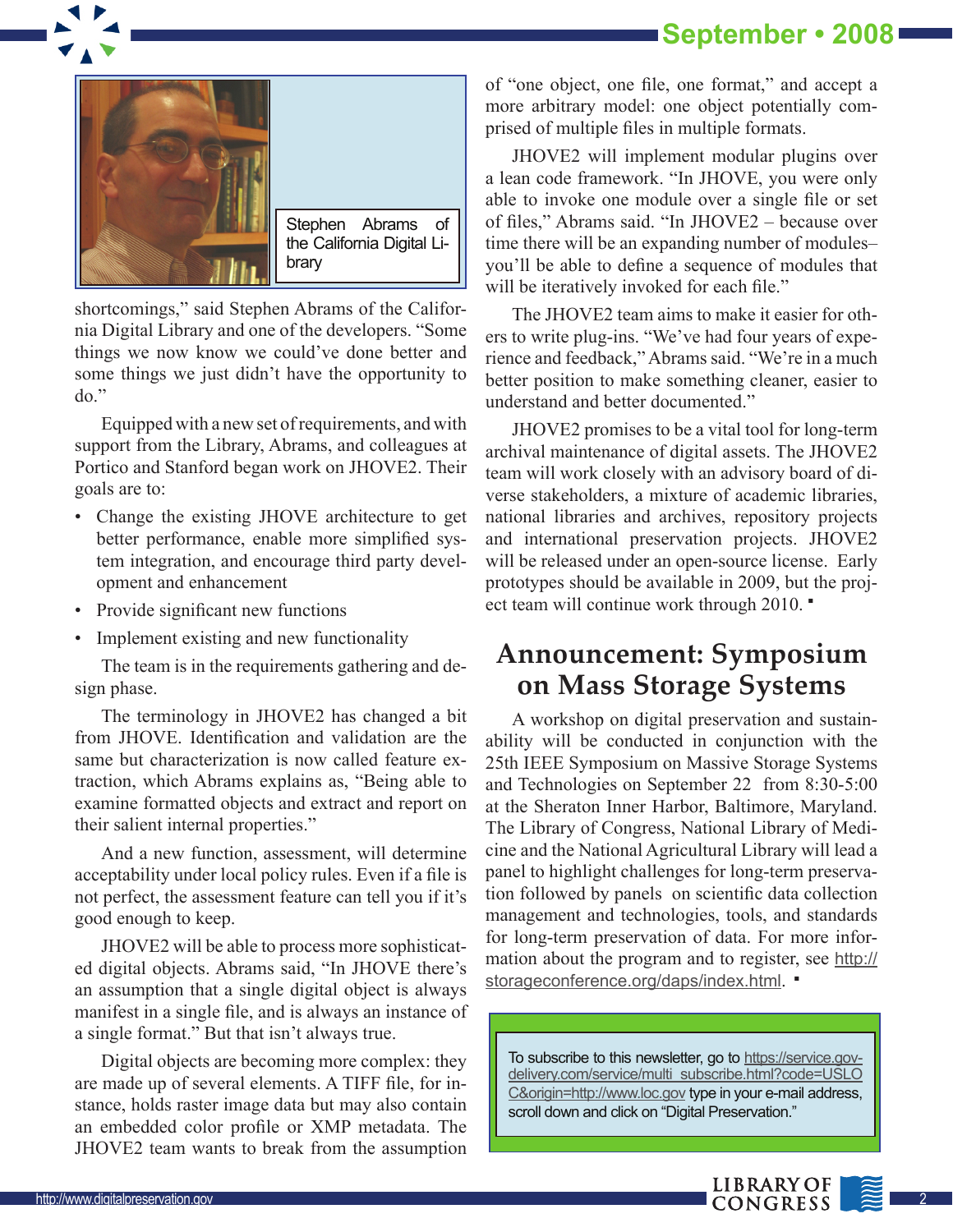Stephen Abrams of the California Digital Library

shortcomings," said Stephen Abrams of the California Digital Library and one of the developers. "Some things we now know we could've done better and some things we just didn't have the opportunity to do."

Equipped with a new set of requirements, and with support from the Library, Abrams, and colleagues at Portico and Stanford began work on JHOVE2. Their goals are to:

- Change the existing JHOVE architecture to get better performance, enable more simplified system integration, and encourage third party development and enhancement
- Provide significant new functions
- Implement existing and new functionality

The team is in the requirements gathering and design phase.

The terminology in JHOVE2 has changed a bit from JHOVE. Identification and validation are the same but characterization is now called feature extraction, which Abrams explains as, "Being able to examine formatted objects and extract and report on their salient internal properties."

And a new function, assessment, will determine acceptability under local policy rules. Even if a file is not perfect, the assessment feature can tell you if it's good enough to keep.

JHOVE2 will be able to process more sophisticated digital objects. Abrams said, "In JHOVE there's an assumption that a single digital object is always manifest in a single file, and is always an instance of a single format." But that isn't always true.

Digital objects are becoming more complex: they are made up of several elements. A TIFF file, for instance, holds raster image data but may also contain an embedded color profile or XMP metadata. The JHOVE2 team wants to break from the assumption of "one object, one file, one format," and accept a more arbitrary model: one object potentially comprised of multiple files in multiple formats.

JHOVE2 will implement modular plugins over a lean code framework. "In JHOVE, you were only able to invoke one module over a single file or set of files," Abrams said. "In JHOVE2 – because over time there will be an expanding number of modules– you'll be able to define a sequence of modules that will be iteratively invoked for each file."

The JHOVE2 team aims to make it easier for others to write plug-ins. "We've had four years of experience and feedback," Abrams said. "We're in a much better position to make something cleaner, easier to understand and better documented."

JHOVE2 promises to be a vital tool for long-term archival maintenance of digital assets. The JHOVE2 team will work closely with an advisory board of diverse stakeholders, a mixture of academic libraries, national libraries and archives, repository projects and international preservation projects. JHOVE2 will be released under an open-source license. Early prototypes should be available in 2009, but the project team will continue work through 2010. ▪

## Announcement: Symposium on Mass Storage Systems

A workshop on digital preservation and sustainability will be conducted in conjunction with the 25th IEEE Symposium on Massive Storage Systems and Technologies on September 22 from 8:30-5:00 at the Sheraton Inner Harbor, Baltimore, Maryland. The Library of Congress, National Library of Medicine and the National Agricultural Library will lead a panel to highlight challenges for long-term preservation followed by panels on scientific data collection management and technologies, tools, and standards for long-term preservation of data. For more information about the program and to register, see http://storageconference.org/daps/index.html. ▪

To subscribe to this newsletter, go to https://service.govdelivery.com/service/multi_subscribe.html?code=USLOC&origin=http://www.loc.gov type in your e-mail address, scroll down and click on "Digital Preservation."